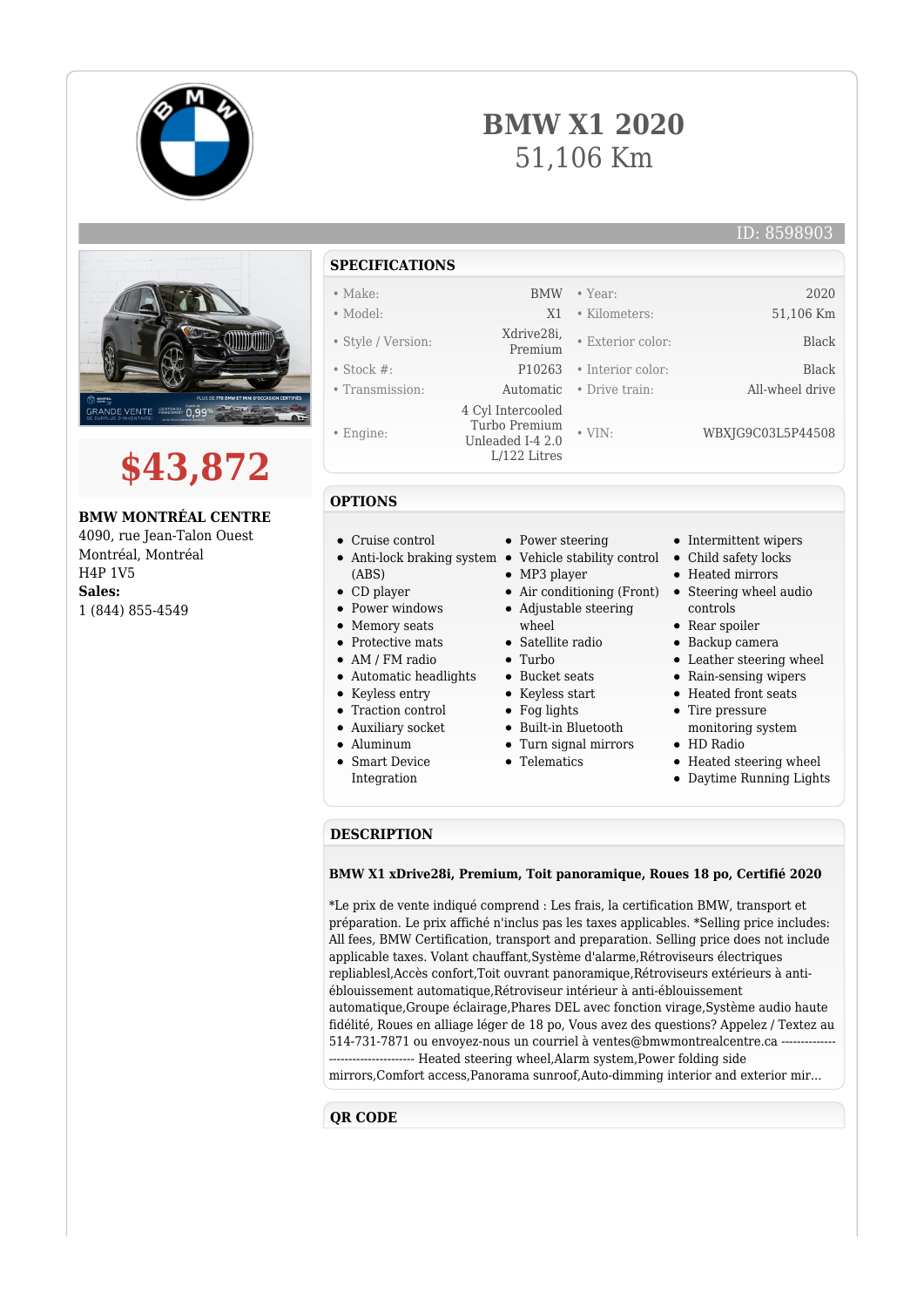# BMW X1 2020

51,106 Km

ID: 8598903

# $43,872

**BMW MONTRÉAL CENTRE**
4090, rue Jean-Talon Ouest
Montréal, Montréal
H4P 1V5
**Sales:**
1 (844) 855-4549

## SPECIFICATIONS

| | | | |
|---|---|---|---|
| • Make: | BMW | • Year: | 2020 |
| • Model: | X1 | • Kilometers: | 51,106 Km |
| • Style / Version: | Xdrive28i, Premium | • Exterior color: | Black |
| • Stock #: | P10263 | • Interior color: | Black |
| • Transmission: | Automatic | • Drive train: | All-wheel drive |
| • Engine: | 4 Cyl Intercooled Turbo Premium Unleaded I-4 2.0 L/122 Litres | • VIN: | WBXJG9C03L5P44508 |

## OPTIONS

- Cruise control
- Anti-lock braking system (ABS)
- CD player
- Power windows
- Memory seats
- Protective mats
- AM / FM radio
- Automatic headlights
- Keyless entry
- Traction control
- Auxiliary socket
- Aluminum
- Smart Device Integration
- Power steering
- Vehicle stability control
- MP3 player
- Air conditioning (Front)
- Adjustable steering wheel
- Satellite radio
- Turbo
- Bucket seats
- Keyless start
- Fog lights
- Built-in Bluetooth
- Turn signal mirrors
- Telematics
- Intermittent wipers
- Child safety locks
- Heated mirrors
- Steering wheel audio controls
- Rear spoiler
- Backup camera
- Leather steering wheel
- Rain-sensing wipers
- Heated front seats
- Tire pressure monitoring system
- HD Radio
- Heated steering wheel
- Daytime Running Lights

## DESCRIPTION

**BMW X1 xDrive28i, Premium, Toit panoramique, Roues 18 po, Certifié 2020**

*Le prix de vente indiqué comprend : Les frais, la certification BMW, transport et préparation. Le prix affiché n'inclus pas les taxes applicables. *Selling price includes: All fees, BMW Certification, transport and preparation. Selling price does not include applicable taxes. Volant chauffant,Système d'alarme,Rétroviseurs électriques repliablesl,Accès confort,Toit ouvrant panoramique,Rétroviseurs extérieurs à anti-éblouissement automatique,Rétroviseur intérieur à anti-éblouissement automatique,Groupe éclairage,Phares DEL avec fonction virage,Système audio haute fidélité, Roues en alliage léger de 18 po, Vous avez des questions? Appelez / Textez au 514-731-7871 ou envoyez-nous un courriel à ventes@bmwmontrealcentre.ca ---------------------------------- Heated steering wheel,Alarm system,Power folding side mirrors,Comfort access,Panorama sunroof,Auto-dimming interior and exterior mir...

## QR CODE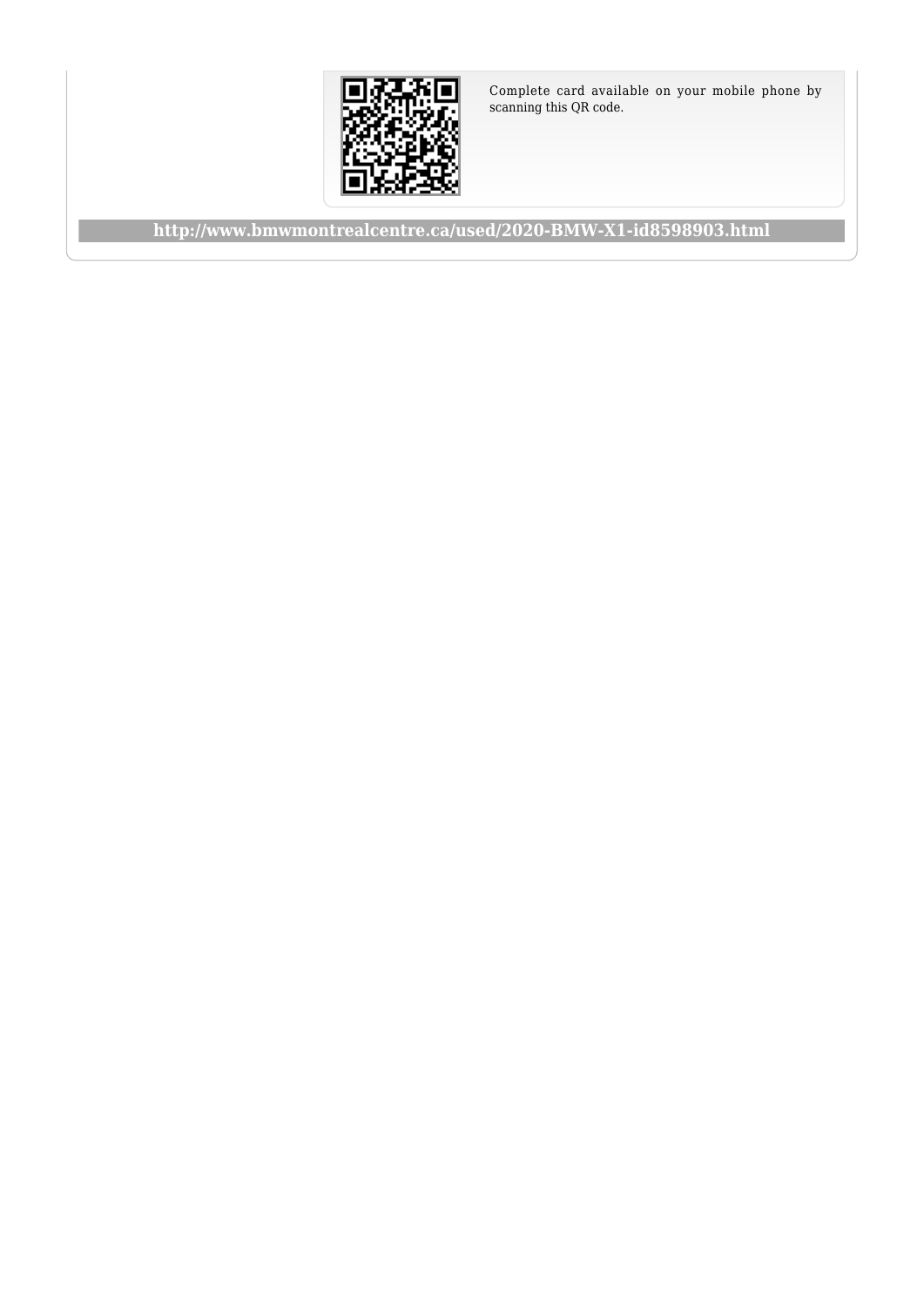Complete card available on your mobile phone by scanning this QR code.

**http://www.bmwmontrealcentre.ca/used/2020-BMW-X1-id8598903.html**